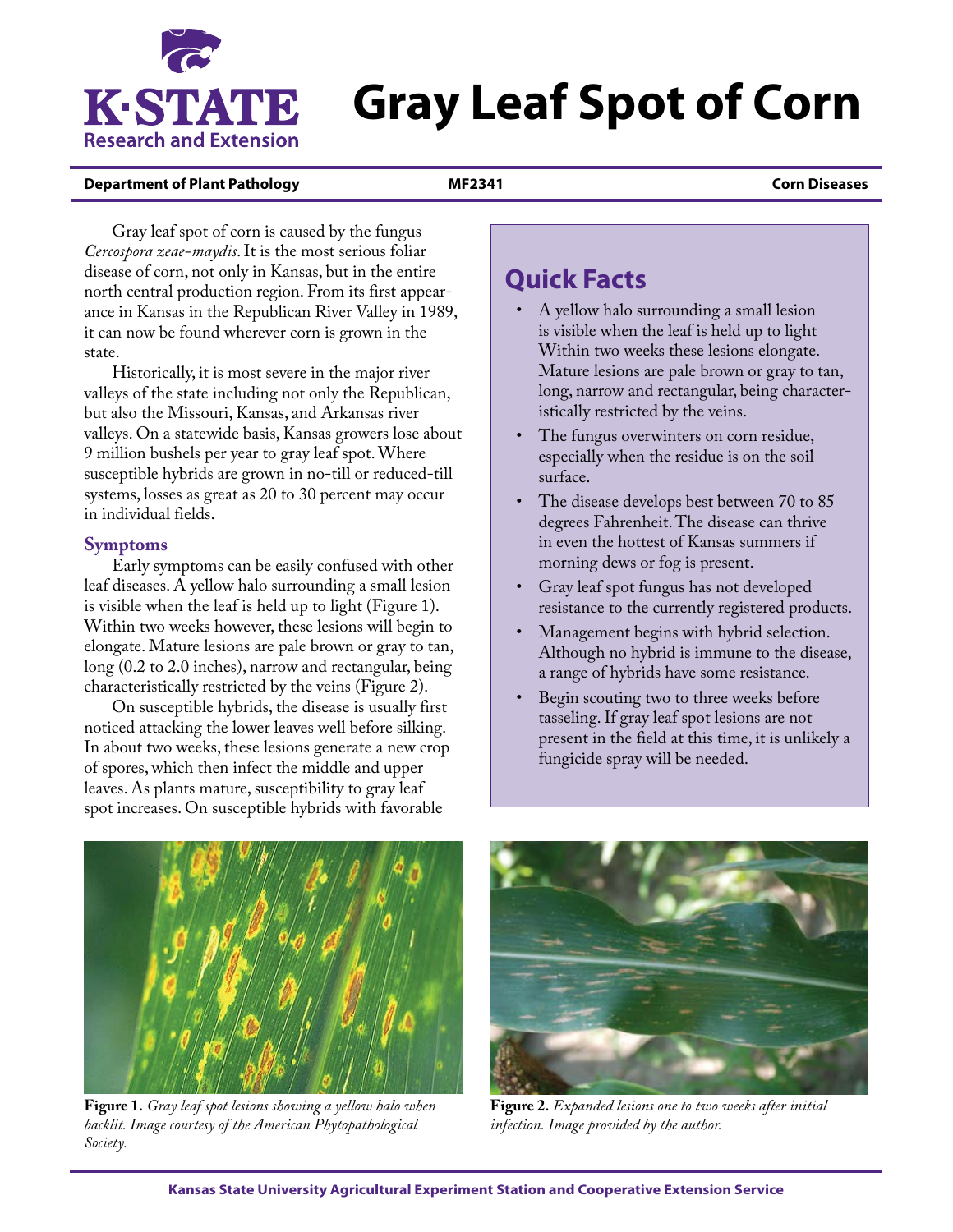# Gray Leaf Spot of Corn

**Department of Plant Pathology** **MF2341** **Corn Diseases**

Gray leaf spot of corn is caused by the fungus *Cercospora zeae-maydis*. It is the most serious foliar disease of corn, not only in Kansas, but in the entire north central production region. From its first appearance in Kansas in the Republican River Valley in 1989, it can now be found wherever corn is grown in the state.

Historically, it is most severe in the major river valleys of the state including not only the Republican, but also the Missouri, Kansas, and Arkansas river valleys. On a statewide basis, Kansas growers lose about 9 million bushels per year to gray leaf spot. Where susceptible hybrids are grown in no-till or reduced-till systems, losses as great as 20 to 30 percent may occur in individual fields.

## Quick Facts

- A yellow halo surrounding a small lesion is visible when the leaf is held up to light Within two weeks these lesions elongate. Mature lesions are pale brown or gray to tan, long, narrow and rectangular, being characteristically restricted by the veins.
- The fungus overwinters on corn residue, especially when the residue is on the soil surface.
- The disease develops best between 70 to 85 degrees Fahrenheit. The disease can thrive in even the hottest of Kansas summers if morning dews or fog is present.
- Gray leaf spot fungus has not developed resistance to the currently registered products.
- Management begins with hybrid selection. Although no hybrid is immune to the disease, a range of hybrids have some resistance.
- Begin scouting two to three weeks before tasseling. If gray leaf spot lesions are not present in the field at this time, it is unlikely a fungicide spray will be needed.

## Symptoms

Early symptoms can be easily confused with other leaf diseases. A yellow halo surrounding a small lesion is visible when the leaf is held up to light (Figure 1). Within two weeks however, these lesions will begin to elongate. Mature lesions are pale brown or gray to tan, long (0.2 to 2.0 inches), narrow and rectangular, being characteristically restricted by the veins (Figure 2).

On susceptible hybrids, the disease is usually first noticed attacking the lower leaves well before silking. In about two weeks, these lesions generate a new crop of spores, which then infect the middle and upper leaves. As plants mature, susceptibility to gray leaf spot increases. On susceptible hybrids with favorable

**Figure 1.** *Gray leaf spot lesions showing a yellow halo when backlit. Image courtesy of the American Phytopathological Society.*

**Figure 2.** *Expanded lesions one to two weeks after initial infection. Image provided by the author.*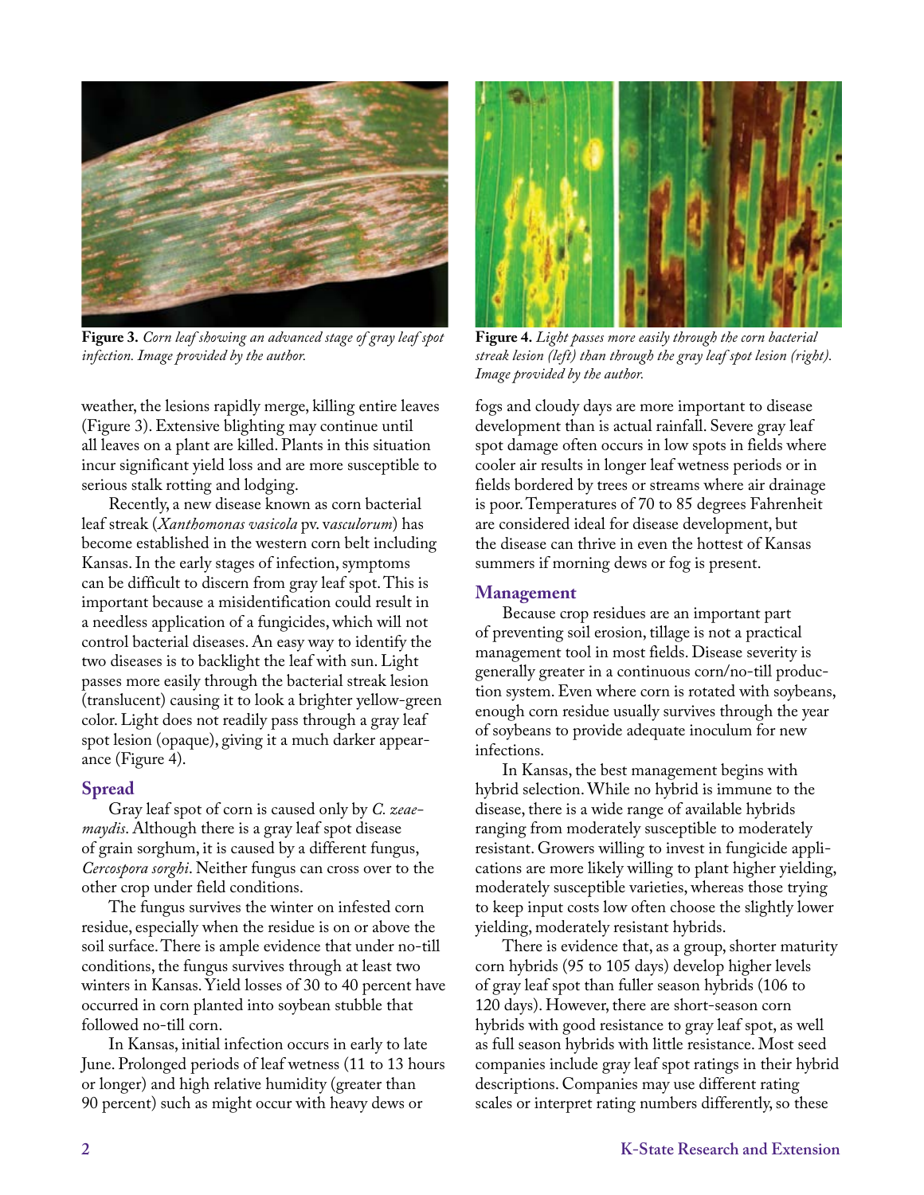**Figure 3.** *Corn leaf showing an advanced stage of gray leaf spot infection. Image provided by the author.*

**Figure 4.** *Light passes more easily through the corn bacterial streak lesion (left) than through the gray leaf spot lesion (right). Image provided by the author.*

weather, the lesions rapidly merge, killing entire leaves (Figure 3). Extensive blighting may continue until all leaves on a plant are killed. Plants in this situation incur significant yield loss and are more susceptible to serious stalk rotting and lodging.

Recently, a new disease known as corn bacterial leaf streak (*Xanthomonas vasicola* pv. v*asculorum*) has become established in the western corn belt including Kansas. In the early stages of infection, symptoms can be difficult to discern from gray leaf spot. This is important because a misidentification could result in a needless application of a fungicides, which will not control bacterial diseases. An easy way to identify the two diseases is to backlight the leaf with sun. Light passes more easily through the bacterial streak lesion (translucent) causing it to look a brighter yellow-green color. Light does not readily pass through a gray leaf spot lesion (opaque), giving it a much darker appearance (Figure 4).

## Spread

Gray leaf spot of corn is caused only by *C. zeae-maydis*. Although there is a gray leaf spot disease of grain sorghum, it is caused by a different fungus, *Cercospora sorghi*. Neither fungus can cross over to the other crop under field conditions.

The fungus survives the winter on infested corn residue, especially when the residue is on or above the soil surface. There is ample evidence that under no-till conditions, the fungus survives through at least two winters in Kansas. Yield losses of 30 to 40 percent have occurred in corn planted into soybean stubble that followed no-till corn.

In Kansas, initial infection occurs in early to late June. Prolonged periods of leaf wetness (11 to 13 hours or longer) and high relative humidity (greater than 90 percent) such as might occur with heavy dews or fogs and cloudy days are more important to disease development than is actual rainfall. Severe gray leaf spot damage often occurs in low spots in fields where cooler air results in longer leaf wetness periods or in fields bordered by trees or streams where air drainage is poor. Temperatures of 70 to 85 degrees Fahrenheit are considered ideal for disease development, but the disease can thrive in even the hottest of Kansas summers if morning dews or fog is present.

## Management

Because crop residues are an important part of preventing soil erosion, tillage is not a practical management tool in most fields. Disease severity is generally greater in a continuous corn/no-till production system. Even where corn is rotated with soybeans, enough corn residue usually survives through the year of soybeans to provide adequate inoculum for new infections.

In Kansas, the best management begins with hybrid selection. While no hybrid is immune to the disease, there is a wide range of available hybrids ranging from moderately susceptible to moderately resistant. Growers willing to invest in fungicide applications are more likely willing to plant higher yielding, moderately susceptible varieties, whereas those trying to keep input costs low often choose the slightly lower yielding, moderately resistant hybrids.

There is evidence that, as a group, shorter maturity corn hybrids (95 to 105 days) develop higher levels of gray leaf spot than fuller season hybrids (106 to 120 days). However, there are short-season corn hybrids with good resistance to gray leaf spot, as well as full season hybrids with little resistance. Most seed companies include gray leaf spot ratings in their hybrid descriptions. Companies may use different rating scales or interpret rating numbers differently, so these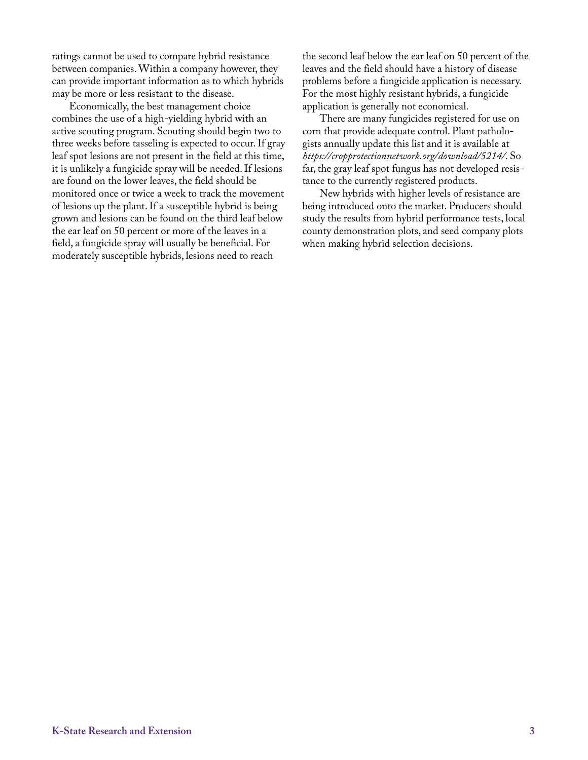ratings cannot be used to compare hybrid resistance between companies. Within a company however, they can provide important information as to which hybrids may be more or less resistant to the disease.

Economically, the best management choice combines the use of a high-yielding hybrid with an active scouting program. Scouting should begin two to three weeks before tasseling is expected to occur. If gray leaf spot lesions are not present in the field at this time, it is unlikely a fungicide spray will be needed. If lesions are found on the lower leaves, the field should be monitored once or twice a week to track the movement of lesions up the plant. If a susceptible hybrid is being grown and lesions can be found on the third leaf below the ear leaf on 50 percent or more of the leaves in a field, a fungicide spray will usually be beneficial. For moderately susceptible hybrids, lesions need to reach the second leaf below the ear leaf on 50 percent of the leaves and the field should have a history of disease problems before a fungicide application is necessary. For the most highly resistant hybrids, a fungicide application is generally not economical.

There are many fungicides registered for use on corn that provide adequate control. Plant pathologists annually update this list and it is available at *https://cropprotectionnetwork.org/download/5214/*. So far, the gray leaf spot fungus has not developed resistance to the currently registered products.

New hybrids with higher levels of resistance are being introduced onto the market. Producers should study the results from hybrid performance tests, local county demonstration plots, and seed company plots when making hybrid selection decisions.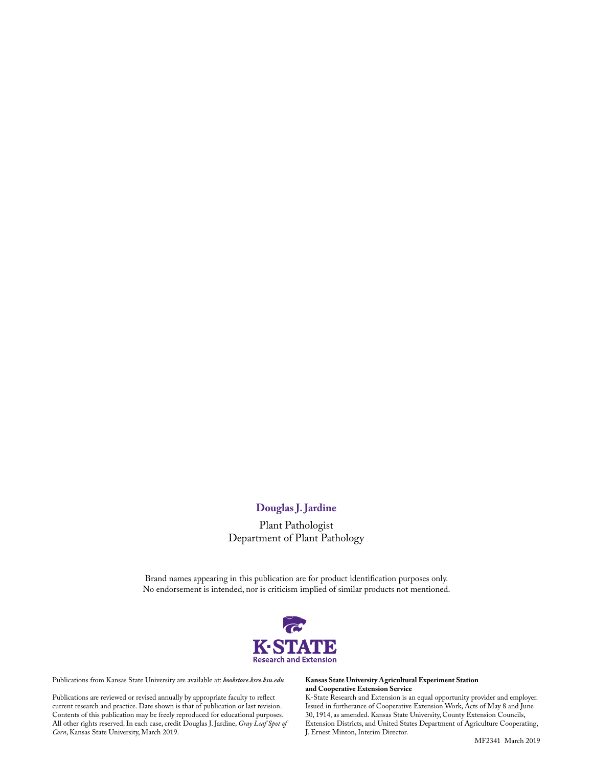**Douglas J. Jardine**

Plant Pathologist
Department of Plant Pathology

Brand names appearing in this publication are for product identification purposes only. No endorsement is intended, nor is criticism implied of similar products not mentioned.

K·STATE
Research and Extension

Publications from Kansas State University are available at: ***bookstore.ksre.ksu.edu***

Publications are reviewed or revised annually by appropriate faculty to reflect current research and practice. Date shown is that of publication or last revision. Contents of this publication may be freely reproduced for educational purposes. All other rights reserved. In each case, credit Douglas J. Jardine, *Gray Leaf Spot of Corn*, Kansas State University, March 2019.

**Kansas State University Agricultural Experiment Station and Cooperative Extension Service**

K-State Research and Extension is an equal opportunity provider and employer. Issued in furtherance of Cooperative Extension Work, Acts of May 8 and June 30, 1914, as amended. Kansas State University, County Extension Councils, Extension Districts, and United States Department of Agriculture Cooperating, J. Ernest Minton, Interim Director.

MF2341 March 2019